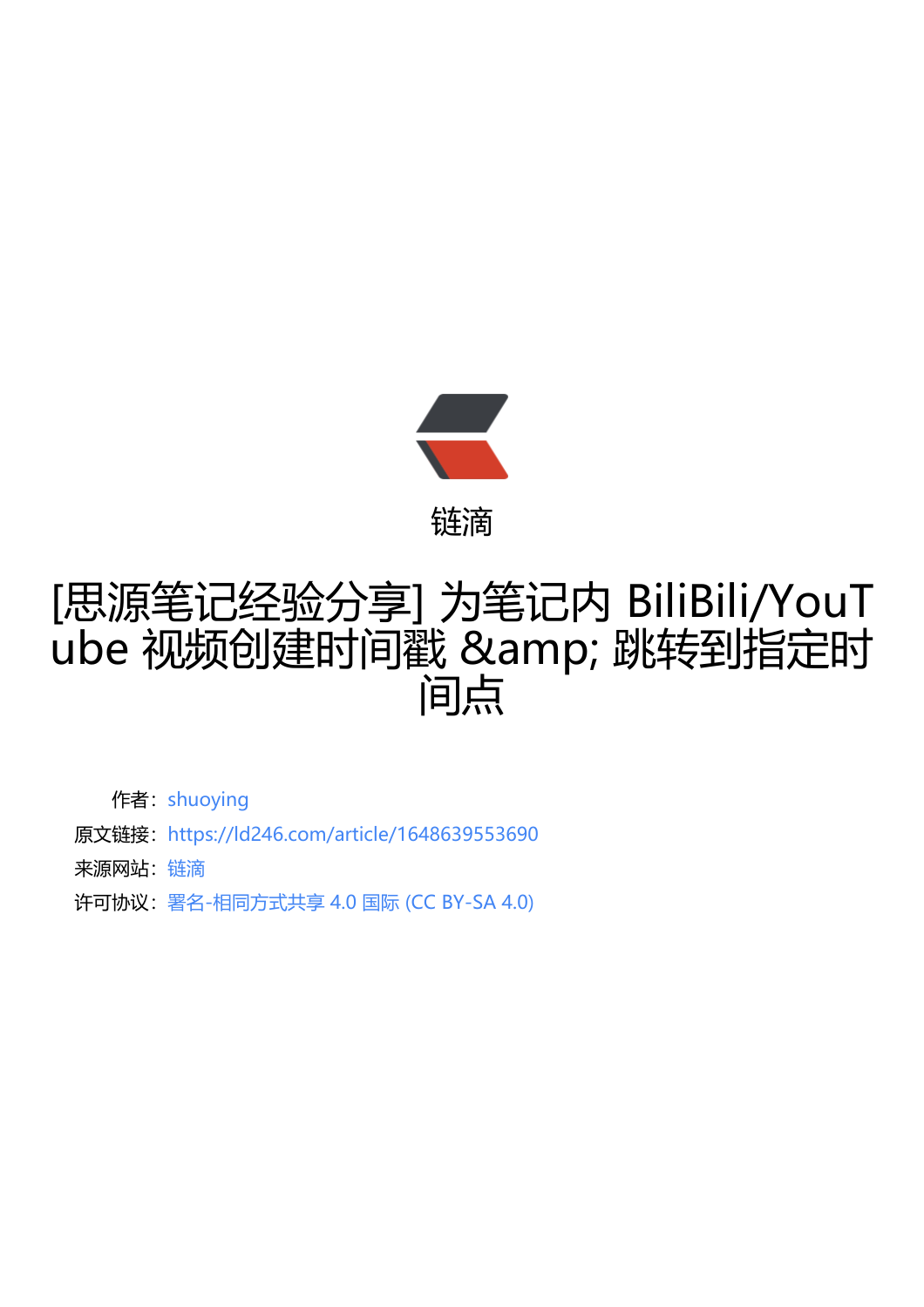链滴

# [思源笔记经验分享] 为笔记内 BiliBili/YouTube 视频创建时间戳 &amp; 跳转到指定时间点

作者：shuoying

原文链接：https://ld246.com/article/1648639553690

来源网站：链滴

许可协议：署名-相同方式共享 4.0 国际 (CC BY-SA 4.0)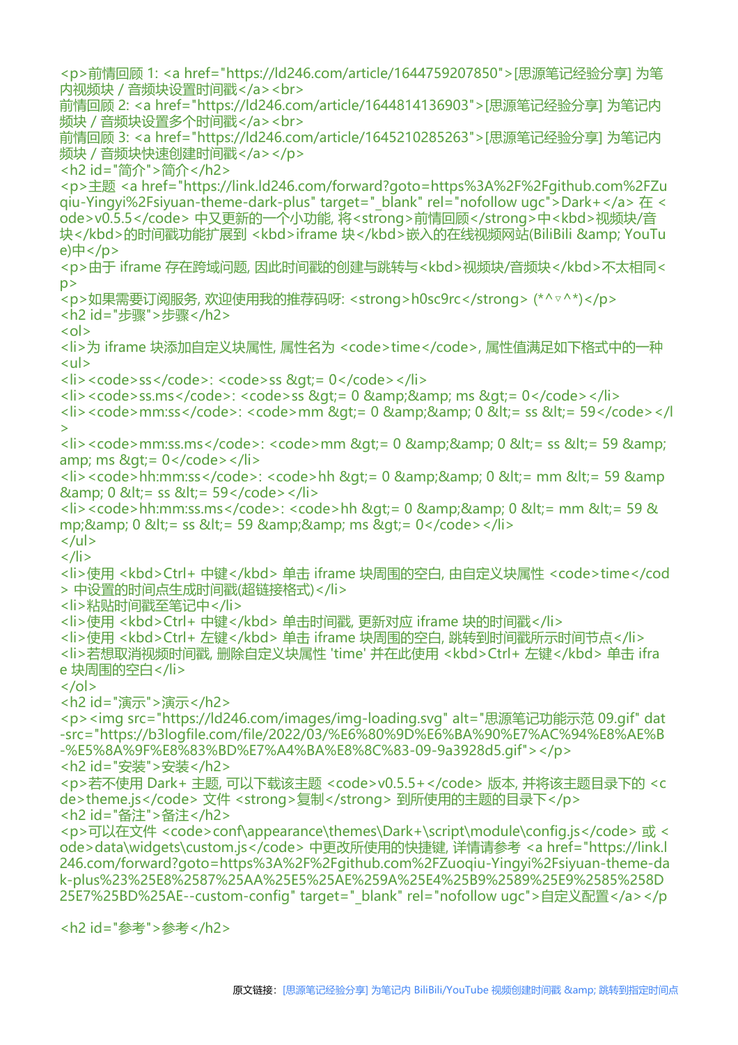<p>前情回顾 1: <a href="https://ld246.com/article/1644759207850">[思源笔记经验分享] 为笔内视频块 / 音频块设置时间戳</a><br>
前情回顾 2: <a href="https://ld246.com/article/1644814136903">[思源笔记经验分享] 为笔记内频块 / 音频块设置多个时间戳</a><br>
前情回顾 3: <a href="https://ld246.com/article/1645210285263">[思源笔记经验分享] 为笔记内频块 / 音频块快速创建时间戳</a></p>
<h2 id="简介">简介</h2>
<p>主题 <a href="https://link.ld246.com/forward?goto=https%3A%2F%2Fgithub.com%2FZuqiu-Yingyi%2Fsiyuan-theme-dark-plus" target="_blank" rel="nofollow ugc">Dark+</a> 在 <ode>v0.5.5</code> 中又更新的一个小功能, 将<strong>前情回顾</strong>中<kbd>视频块/音块</kbd>的时间戳功能扩展到 <kbd>iframe 块</kbd>嵌入的在线视频网站(BiliBili &amp; YouTue)中</p>
<p>由于 iframe 存在跨域问题, 因此时间戳的创建与跳转与<kbd>视频块/音频块</kbd>不太相同<p>
<p>如果需要订阅服务, 欢迎使用我的推荐码呀: <strong>h0sc9rc</strong> (*^▿^*)</p>
<h2 id="步骤">步骤</h2>
<ol>
<li>为 iframe 块添加自定义块属性, 属性名为 <code>time</code>, 属性值满足如下格式中的一种
<ul>
<li><code>ss</code>: <code>ss &gt;= 0</code></li>
<li><code>ss.ms</code>: <code>ss &gt;= 0 &amp;&amp; ms &gt;= 0</code></li>
<li><code>mm:ss</code>: <code>mm &gt;= 0 &amp;&amp; 0 &lt;= ss &lt;= 59</code></l>
<li><code>mm:ss.ms</code>: <code>mm &gt;= 0 &amp;&amp; 0 &lt;= ss &lt;= 59 &amp;amp; ms &gt;= 0</code></li>
<li><code>hh:mm:ss</code>: <code>hh &gt;= 0 &amp;&amp; 0 &lt;= mm &lt;= 59 &amp&amp; 0 &lt;= ss &lt;= 59</code></li>
<li><code>hh:mm:ss.ms</code>: <code>hh &gt;= 0 &amp;&amp; 0 &lt;= mm &lt;= 59 &mp;&amp; 0 &lt;= ss &lt;= 59 &amp;&amp; ms &gt;= 0</code></li>
</ul>
</li>
<li>使用 <kbd>Ctrl+ 中键</kbd> 单击 iframe 块周围的空白, 由自定义块属性 <code>time</cod> 中设置的时间点生成时间戳(超链接格式)</li>
<li>粘贴时间戳至笔记中</li>
<li>使用 <kbd>Ctrl+ 中键</kbd> 单击时间戳, 更新对应 iframe 块的时间戳</li>
<li>使用 <kbd>Ctrl+ 左键</kbd> 单击 iframe 块周围的空白, 跳转到时间戳所示时间节点</li>
<li>若想取消视频时间戳, 删除自定义块属性 'time' 并在此使用 <kbd>Ctrl+ 左键</kbd> 单击 ifrae 块周围的空白</li>
</ol>
<h2 id="演示">演示</h2>
<p><img src="https://ld246.com/images/img-loading.svg" alt="思源笔记功能示范 09.gif" dat-src="https://b3logfile.com/file/2022/03/%E6%80%9D%E6%BA%90%E7%AC%94%E8%AE%B-%E5%8A%9F%E8%83%BD%E7%A4%BA%E8%8C%83-09-9a3928d5.gif"></p>
<h2 id="安装">安装</h2>
<p>若不使用 Dark+ 主题, 可以下载该主题 <code>v0.5.5+</code> 版本, 并将该主题目录下的 <cde>theme.js</code> 文件 <strong>复制</strong> 到所使用的主题的目录下</p>
<h2 id="备注">备注</h2>
<p>可以在文件 <code>conf\appearance\themes\Dark+\script\module\config.js</code> 或 <ode>data\widgets\custom.js</code> 中更改所使用的快捷键, 详情请参考 <a href="https://link.l246.com/forward?goto=https%3A%2F%2Fgithub.com%2FZuoqiu-Yingyi%2Fsiyuan-theme-dak-plus%23%25E8%2587%25AA%25E5%25AE%259A%25E4%25B9%2589%25E9%2585%258D25E7%25BD%25AE--custom-config" target="_blank" rel="nofollow ugc">自定义配置</a></p>

<h2 id="参考">参考</h2>

原文链接：[思源笔记经验分享] 为笔记内 BiliBili/YouTube 视频创建时间戳 &amp; 跳转到指定时间点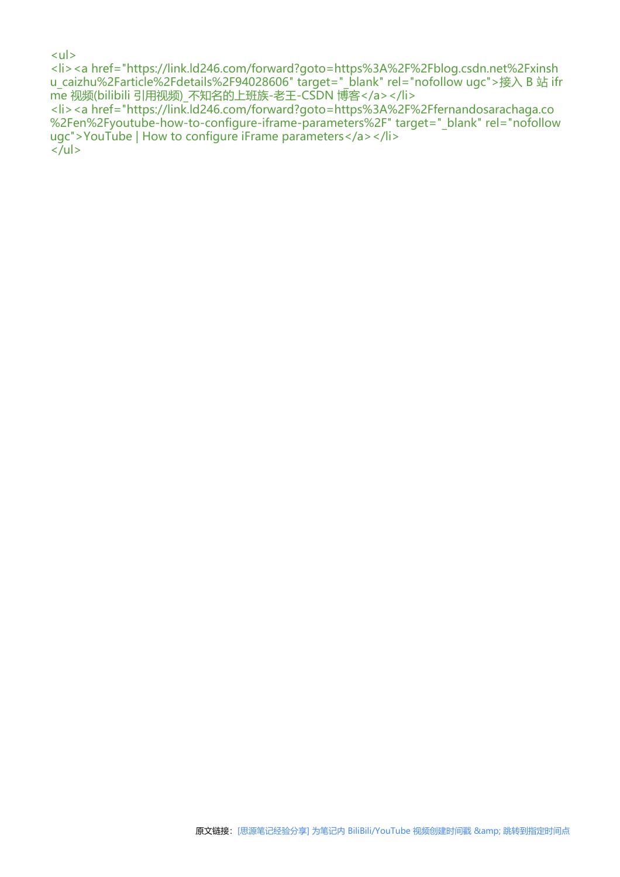```
<ul>
<li><a href="https://link.ld246.com/forward?goto=https%3A%2F%2Fblog.csdn.net%2Fxinshu_caizhu%2Farticle%2Fdetails%2F94028606" target="_blank" rel="nofollow ugc">接入 B 站 iframe 视频(bilibili 引用视频)_不知名的上班族-老王-CSDN 博客</a></li>
<li><a href="https://link.ld246.com/forward?goto=https%3A%2F%2Ffernandosarachaga.com%2Fen%2Fyoutube-how-to-configure-iframe-parameters%2F" target="_blank" rel="nofollow ugc">YouTube | How to configure iFrame parameters</a></li>
</ul>
```